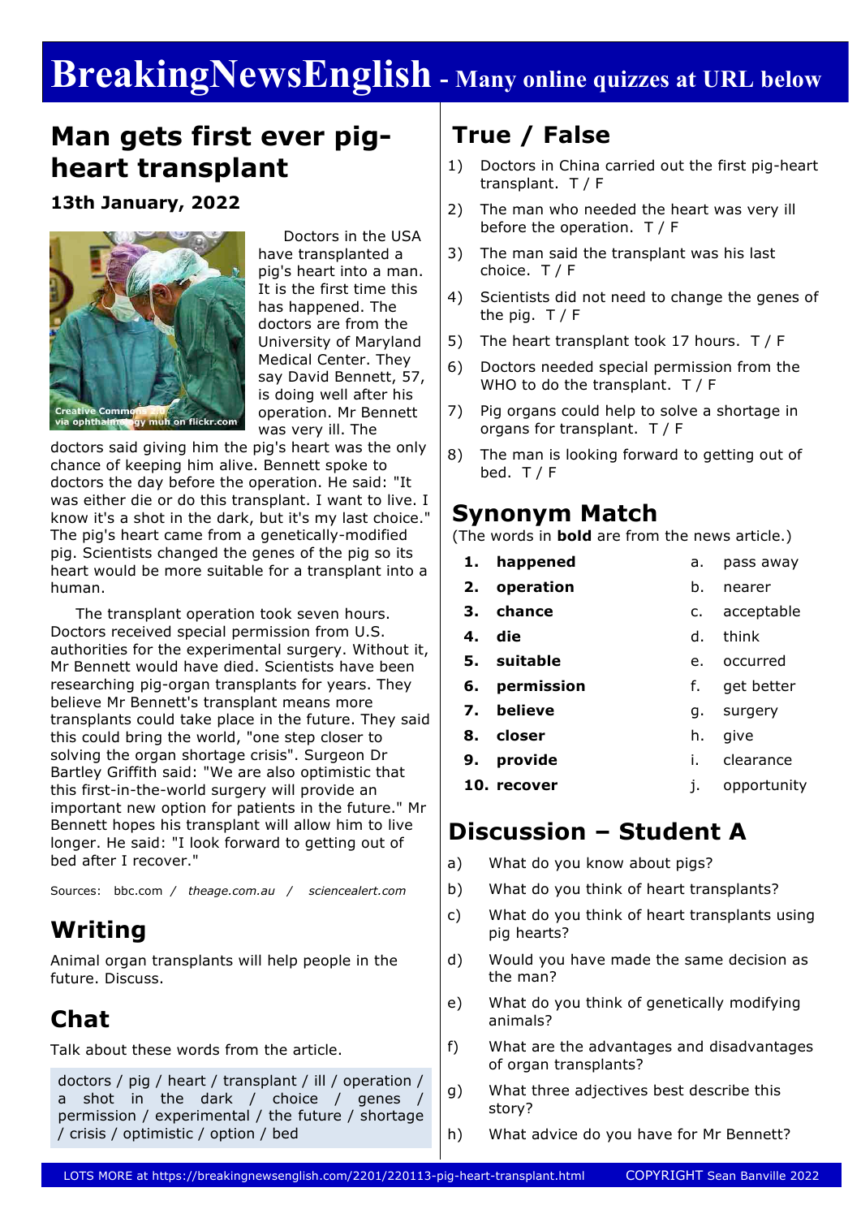# BreakingNewsEnglish - Many online quizzes at URL below

## Man gets first ever pig-heart transplant

**13th January, 2022**

Creative Commons 2.0 via ophthalmology muh on flickr.com

Doctors in the USA have transplanted a pig's heart into a man. It is the first time this has happened. The doctors are from the University of Maryland Medical Center. They say David Bennett, 57, is doing well after his operation. Mr Bennett was very ill. The doctors said giving him the pig's heart was the only chance of keeping him alive. Bennett spoke to doctors the day before the operation. He said: "It was either die or do this transplant. I want to live. I know it's a shot in the dark, but it's my last choice." The pig's heart came from a genetically-modified pig. Scientists changed the genes of the pig so its heart would be more suitable for a transplant into a human.

The transplant operation took seven hours. Doctors received special permission from U.S. authorities for the experimental surgery. Without it, Mr Bennett would have died. Scientists have been researching pig-organ transplants for years. They believe Mr Bennett's transplant means more transplants could take place in the future. They said this could bring the world, "one step closer to solving the organ shortage crisis". Surgeon Dr Bartley Griffith said: "We are also optimistic that this first-in-the-world surgery will provide an important new option for patients in the future." Mr Bennett hopes his transplant will allow him to live longer. He said: "I look forward to getting out of bed after I recover."

Sources: bbc.com / *theage.com.au* / *sciencealert.com*

## Writing

Animal organ transplants will help people in the future. Discuss.

## Chat

Talk about these words from the article.

doctors / pig / heart / transplant / ill / operation / a shot in the dark / choice / genes / permission / experimental / the future / shortage / crisis / optimistic / option / bed

## True / False

1) Doctors in China carried out the first pig-heart transplant. T / F
2) The man who needed the heart was very ill before the operation. T / F
3) The man said the transplant was his last choice. T / F
4) Scientists did not need to change the genes of the pig. T / F
5) The heart transplant took 17 hours. T / F
6) Doctors needed special permission from the WHO to do the transplant. T / F
7) Pig organs could help to solve a shortage in organs for transplant. T / F
8) The man is looking forward to getting out of bed. T / F

## Synonym Match

(The words in **bold** are from the news article.)

| | | | |
|---|---|---|---|
| 1. | **happened** | a. | pass away |
| 2. | **operation** | b. | nearer |
| 3. | **chance** | c. | acceptable |
| 4. | **die** | d. | think |
| 5. | **suitable** | e. | occurred |
| 6. | **permission** | f. | get better |
| 7. | **believe** | g. | surgery |
| 8. | **closer** | h. | give |
| 9. | **provide** | i. | clearance |
| 10. | **recover** | j. | opportunity |

## Discussion – Student A

a) What do you know about pigs?
b) What do you think of heart transplants?
c) What do you think of heart transplants using pig hearts?
d) Would you have made the same decision as the man?
e) What do you think of genetically modifying animals?
f) What are the advantages and disadvantages of organ transplants?
g) What three adjectives best describe this story?
h) What advice do you have for Mr Bennett?

LOTS MORE at https://breakingnewsenglish.com/2201/220113-pig-heart-transplant.html COPYRIGHT Sean Banville 2022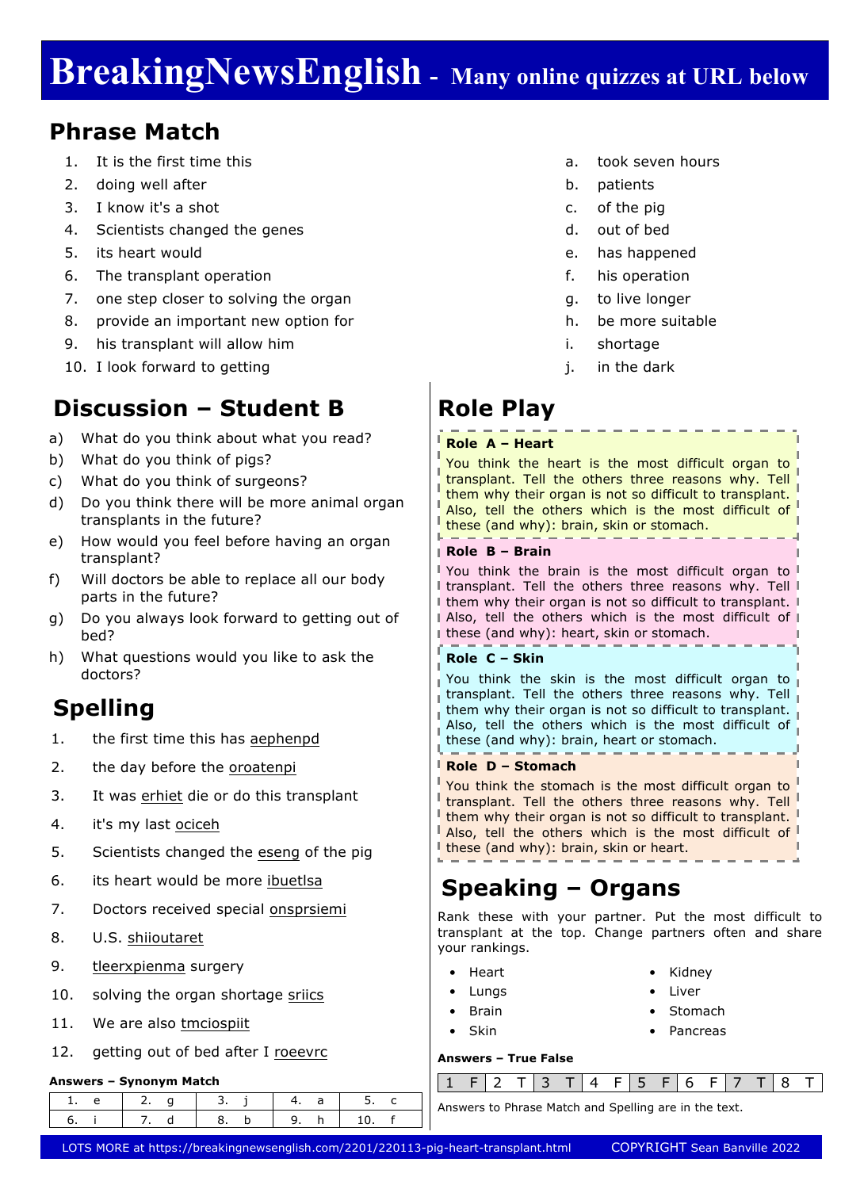## Phrase Match

1. It is the first time this
2. doing well after
3. I know it's a shot
4. Scientists changed the genes
5. its heart would
6. The transplant operation
7. one step closer to solving the organ
8. provide an important new option for
9. his transplant will allow him
10. I look forward to getting

a. took seven hours
b. patients
c. of the pig
d. out of bed
e. has happened
f. his operation
g. to live longer
h. be more suitable
i. shortage
j. in the dark

## Discussion – Student B

a) What do you think about what you read?
b) What do you think of pigs?
c) What do you think of surgeons?
d) Do you think there will be more animal organ transplants in the future?
e) How would you feel before having an organ transplant?
f) Will doctors be able to replace all our body parts in the future?
g) Do you always look forward to getting out of bed?
h) What questions would you like to ask the doctors?

## Spelling

1. the first time this has aephenpd
2. the day before the oroatenpi
3. It was erhiet die or do this transplant
4. it's my last ociceh
5. Scientists changed the eseng of the pig
6. its heart would be more ibuetlsa
7. Doctors received special onsprsiemi
8. U.S. shiioutaret
9. tleerxpienma surgery
10. solving the organ shortage sriics
11. We are also tmciospiit
12. getting out of bed after I roeevrc

**Answers – Synonym Match**

| | | | | |
|---|---|---|---|---|
| 1. e | 2. g | 3. j | 4. a | 5. c |
| 6. i | 7. d | 8. b | 9. h | 10. f |

## Role Play

**Role A – Heart**

You think the heart is the most difficult organ to transplant. Tell the others three reasons why. Tell them why their organ is not so difficult to transplant. Also, tell the others which is the most difficult of these (and why): brain, skin or stomach.

**Role B – Brain**

You think the brain is the most difficult organ to transplant. Tell the others three reasons why. Tell them why their organ is not so difficult to transplant. Also, tell the others which is the most difficult of these (and why): heart, skin or stomach.

**Role C – Skin**

You think the skin is the most difficult organ to transplant. Tell the others three reasons why. Tell them why their organ is not so difficult to transplant. Also, tell the others which is the most difficult of these (and why): brain, heart or stomach.

**Role D – Stomach**

You think the stomach is the most difficult organ to transplant. Tell the others three reasons why. Tell them why their organ is not so difficult to transplant. Also, tell the others which is the most difficult of these (and why): brain, skin or heart.

## Speaking – Organs

Rank these with your partner. Put the most difficult to transplant at the top. Change partners often and share your rankings.

- Heart
- Lungs
- Brain
- Skin
- Kidney
- Liver
- Stomach
- Pancreas

**Answers – True False**

| | | | | | | | | | | | | | | | |
|---|---|---|---|---|---|---|---|---|---|---|---|---|---|---|---|
| 1 | F | 2 | T | 3 | T | 4 | F | 5 | F | 6 | F | 7 | T | 8 | T |

Answers to Phrase Match and Spelling are in the text.